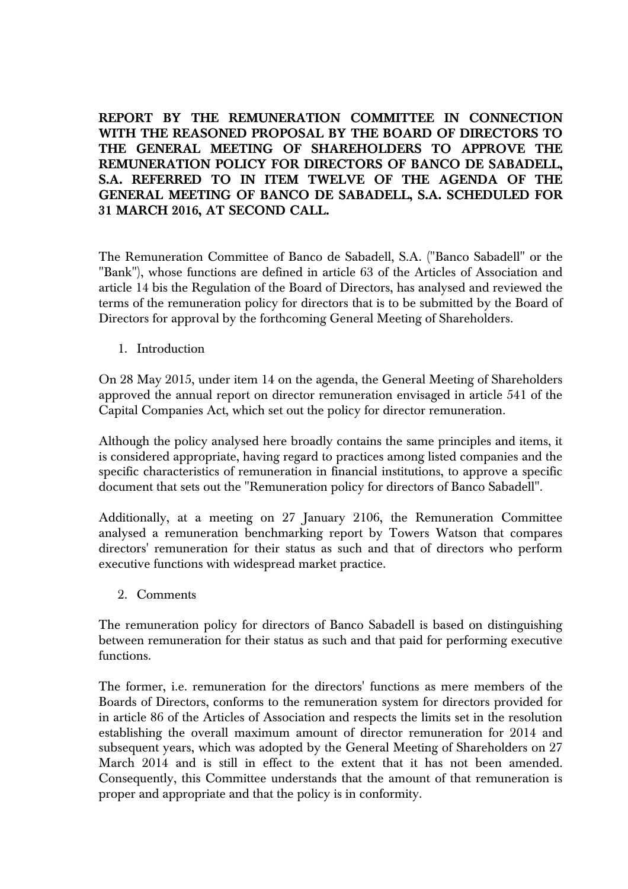**REPORT BY THE REMUNERATION COMMITTEE IN CONNECTION WITH THE REASONED PROPOSAL BY THE BOARD OF DIRECTORS TO THE GENERAL MEETING OF SHAREHOLDERS TO APPROVE THE REMUNERATION POLICY FOR DIRECTORS OF BANCO DE SABADELL, S.A. REFERRED TO IN ITEM TWELVE OF THE AGENDA OF THE GENERAL MEETING OF BANCO DE SABADELL, S.A. SCHEDULED FOR 31 MARCH 2016, AT SECOND CALL.**

The Remuneration Committee of Banco de Sabadell, S.A. ("Banco Sabadell" or the "Bank"), whose functions are defined in article 63 of the Articles of Association and article 14 bis the Regulation of the Board of Directors, has analysed and reviewed the terms of the remuneration policy for directors that is to be submitted by the Board of Directors for approval by the forthcoming General Meeting of Shareholders.

1. Introduction

On 28 May 2015, under item 14 on the agenda, the General Meeting of Shareholders approved the annual report on director remuneration envisaged in article 541 of the Capital Companies Act, which set out the policy for director remuneration.

Although the policy analysed here broadly contains the same principles and items, it is considered appropriate, having regard to practices among listed companies and the specific characteristics of remuneration in financial institutions, to approve a specific document that sets out the "Remuneration policy for directors of Banco Sabadell".

Additionally, at a meeting on 27 January 2106, the Remuneration Committee analysed a remuneration benchmarking report by Towers Watson that compares directors' remuneration for their status as such and that of directors who perform executive functions with widespread market practice.

2. Comments

The remuneration policy for directors of Banco Sabadell is based on distinguishing between remuneration for their status as such and that paid for performing executive functions.

The former, i.e. remuneration for the directors' functions as mere members of the Boards of Directors, conforms to the remuneration system for directors provided for in article 86 of the Articles of Association and respects the limits set in the resolution establishing the overall maximum amount of director remuneration for 2014 and subsequent years, which was adopted by the General Meeting of Shareholders on 27 March 2014 and is still in effect to the extent that it has not been amended. Consequently, this Committee understands that the amount of that remuneration is proper and appropriate and that the policy is in conformity.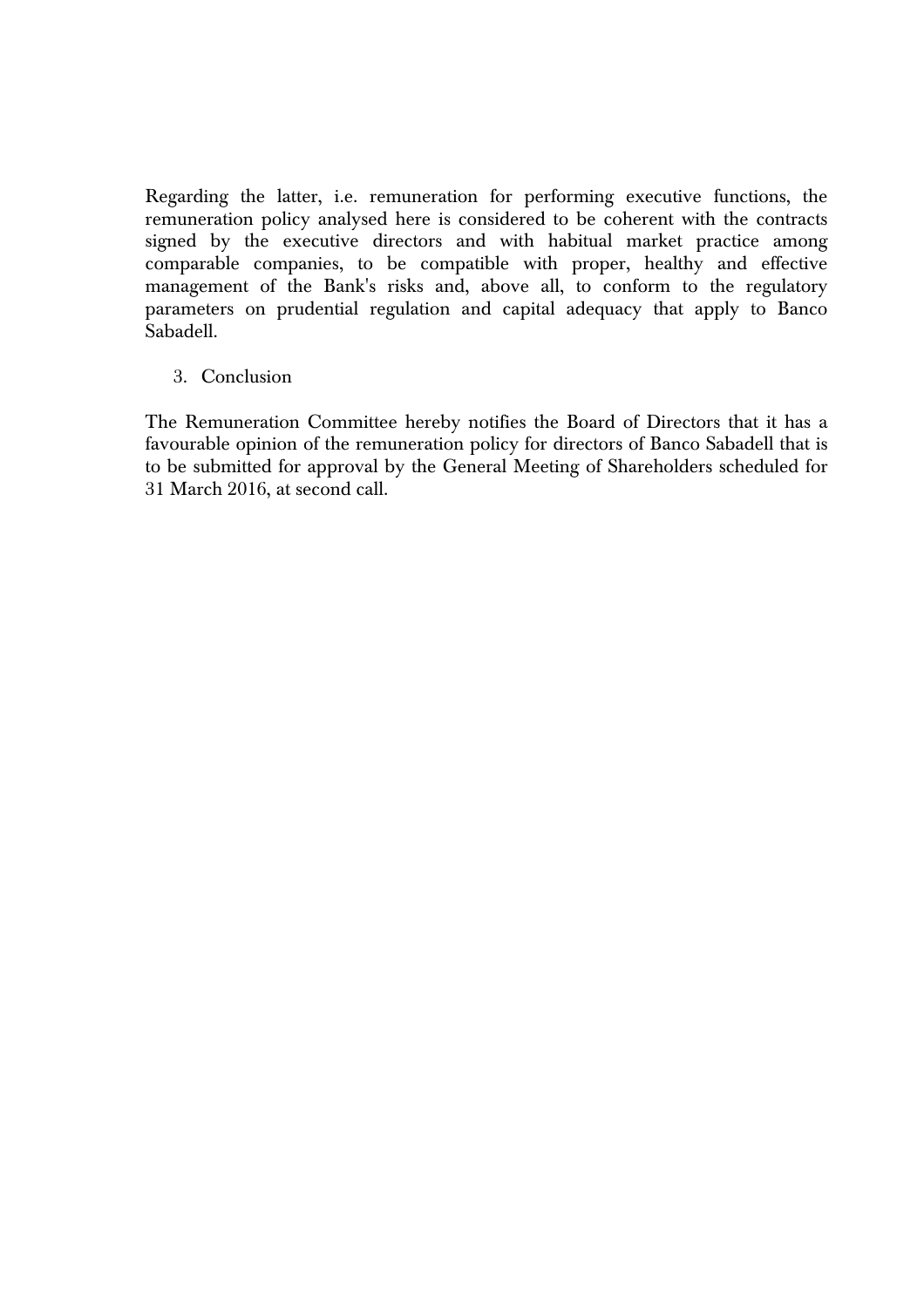Regarding the latter, i.e. remuneration for performing executive functions, the remuneration policy analysed here is considered to be coherent with the contracts signed by the executive directors and with habitual market practice among comparable companies, to be compatible with proper, healthy and effective management of the Bank's risks and, above all, to conform to the regulatory parameters on prudential regulation and capital adequacy that apply to Banco Sabadell.

3. Conclusion

The Remuneration Committee hereby notifies the Board of Directors that it has a favourable opinion of the remuneration policy for directors of Banco Sabadell that is to be submitted for approval by the General Meeting of Shareholders scheduled for 31 March 2016, at second call.